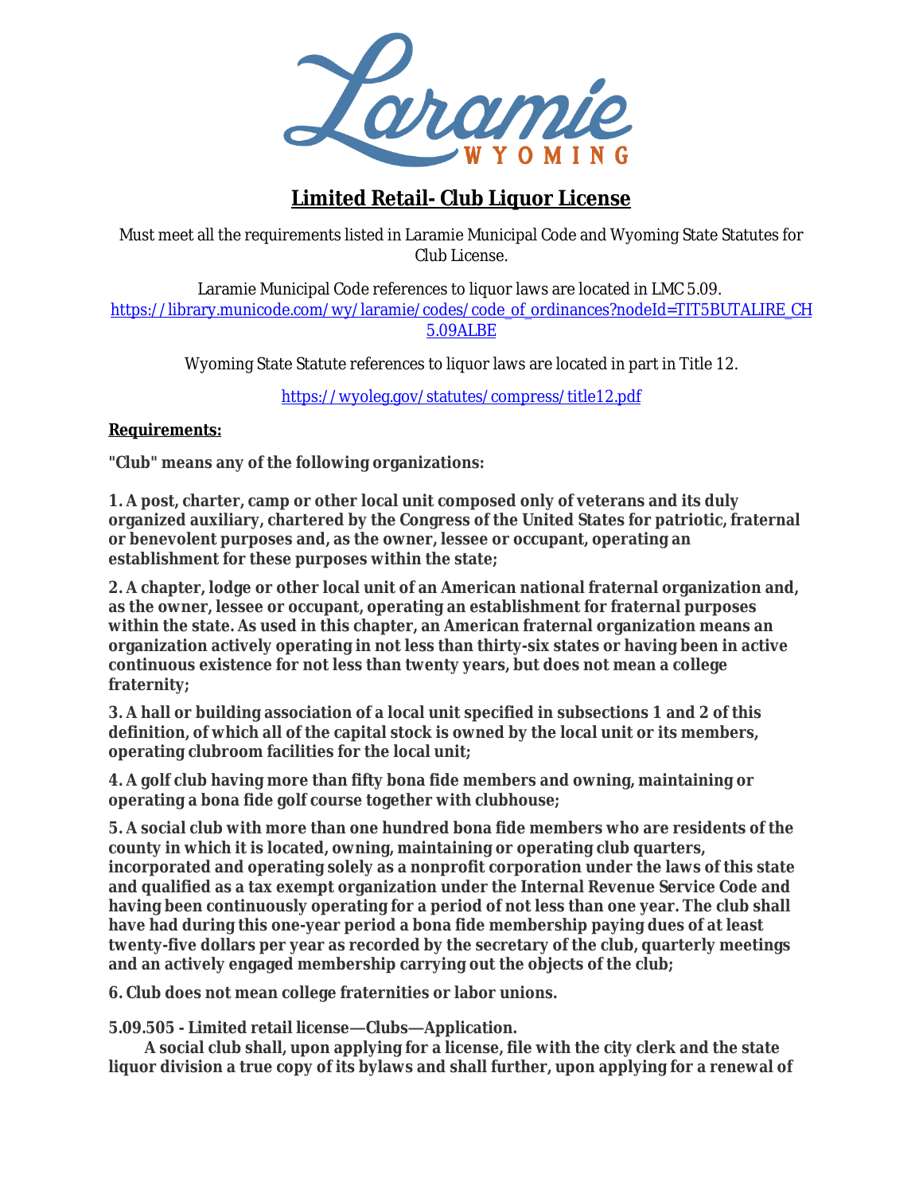Laramie
WYOMING

# Limited Retail- Club Liquor License

Must meet all the requirements listed in Laramie Municipal Code and Wyoming State Statutes for Club License.

Laramie Municipal Code references to liquor laws are located in LMC 5.09.
https://library.municode.com/wy/laramie/codes/code_of_ordinances?nodeId=TIT5BUTALIRE_CH5.09ALBE

Wyoming State Statute references to liquor laws are located in part in Title 12.

https://wyoleg.gov/statutes/compress/title12.pdf

**Requirements:**

**"Club" means any of the following organizations:**

**1. A post, charter, camp or other local unit composed only of veterans and its duly organized auxiliary, chartered by the Congress of the United States for patriotic, fraternal or benevolent purposes and, as the owner, lessee or occupant, operating an establishment for these purposes within the state;**

**2. A chapter, lodge or other local unit of an American national fraternal organization and, as the owner, lessee or occupant, operating an establishment for fraternal purposes within the state. As used in this chapter, an American fraternal organization means an organization actively operating in not less than thirty-six states or having been in active continuous existence for not less than twenty years, but does not mean a college fraternity;**

**3. A hall or building association of a local unit specified in subsections 1 and 2 of this definition, of which all of the capital stock is owned by the local unit or its members, operating clubroom facilities for the local unit;**

**4. A golf club having more than fifty bona fide members and owning, maintaining or operating a bona fide golf course together with clubhouse;**

**5. A social club with more than one hundred bona fide members who are residents of the county in which it is located, owning, maintaining or operating club quarters, incorporated and operating solely as a nonprofit corporation under the laws of this state and qualified as a tax exempt organization under the Internal Revenue Service Code and having been continuously operating for a period of not less than one year. The club shall have had during this one-year period a bona fide membership paying dues of at least twenty-five dollars per year as recorded by the secretary of the club, quarterly meetings and an actively engaged membership carrying out the objects of the club;**

**6. Club does not mean college fraternities or labor unions.**

**5.09.505 - Limited retail license—Clubs—Application.**

**A social club shall, upon applying for a license, file with the city clerk and the state liquor division a true copy of its bylaws and shall further, upon applying for a renewal of**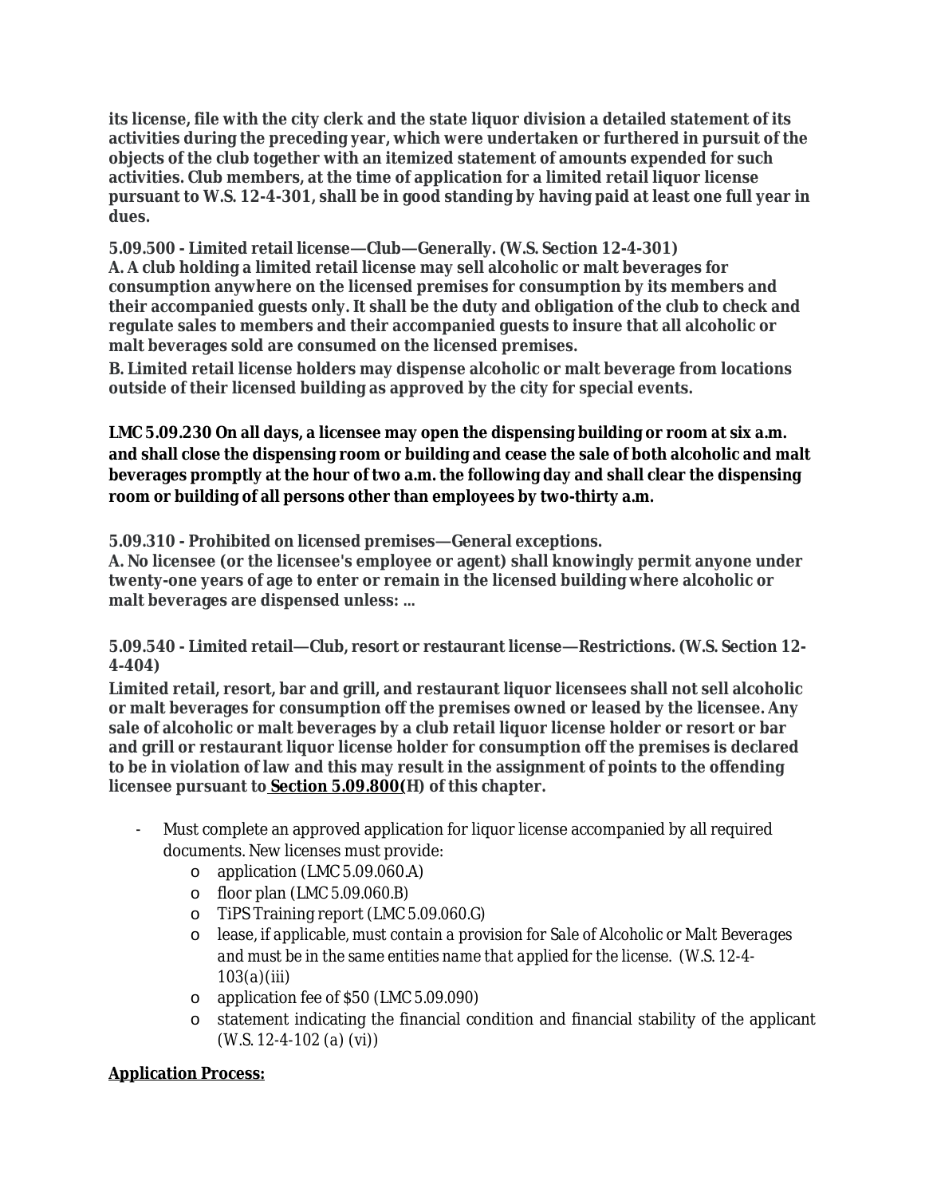**its license, file with the city clerk and the state liquor division a detailed statement of its activities during the preceding year, which were undertaken or furthered in pursuit of the objects of the club together with an itemized statement of amounts expended for such activities. Club members, at the time of application for a limited retail liquor license pursuant to W.S. 12-4-301, shall be in good standing by having paid at least one full year in dues.**

**5.09.500 - Limited retail license—Club—Generally. (W.S. Section 12-4-301)**
**A. A club holding a limited retail license may sell alcoholic or malt beverages for consumption anywhere on the licensed premises for consumption by its members and their accompanied guests only. It shall be the duty and obligation of the club to check and regulate sales to members and their accompanied guests to insure that all alcoholic or malt beverages sold are consumed on the licensed premises.**

**B. Limited retail license holders may dispense alcoholic or malt beverage from locations outside of their licensed building as approved by the city for special events.**

**LMC 5.09.230 On all days, a licensee may open the dispensing building or room at six a.m. and shall close the dispensing room or building and cease the sale of both alcoholic and malt beverages promptly at the hour of two a.m. the following day and shall clear the dispensing room or building of all persons other than employees by two-thirty a.m.**

**5.09.310 - Prohibited on licensed premises—General exceptions.**
**A. No licensee (or the licensee's employee or agent) shall knowingly permit anyone under twenty-one years of age to enter or remain in the licensed building where alcoholic or malt beverages are dispensed unless: ...**

**5.09.540 - Limited retail—Club, resort or restaurant license—Restrictions. (W.S. Section 12-4-404)**
**Limited retail, resort, bar and grill, and restaurant liquor licensees shall not sell alcoholic or malt beverages for consumption off the premises owned or leased by the licensee. Any sale of alcoholic or malt beverages by a club retail liquor license holder or resort or bar and grill or restaurant liquor license holder for consumption off the premises is declared to be in violation of law and this may result in the assignment of points to the offending licensee pursuant to Section 5.09.800(H) of this chapter.**

- Must complete an approved application for liquor license accompanied by all required documents. New licenses must provide:
  - application (LMC 5.09.060.A)
  - floor plan (LMC 5.09.060.B)
  - TiPS Training report (LMC 5.09.060.G)
  - lease, *if applicable, must contain a provision for Sale of Alcoholic or Malt Beverages and must be in the same entities name that applied for the license. (W.S. 12-4-103(a)(iii)*
  - application fee of $50 (LMC 5.09.090)
  - statement indicating the financial condition and financial stability of the applicant (W.S. 12-4-102 (a) (vi))

**Application Process:**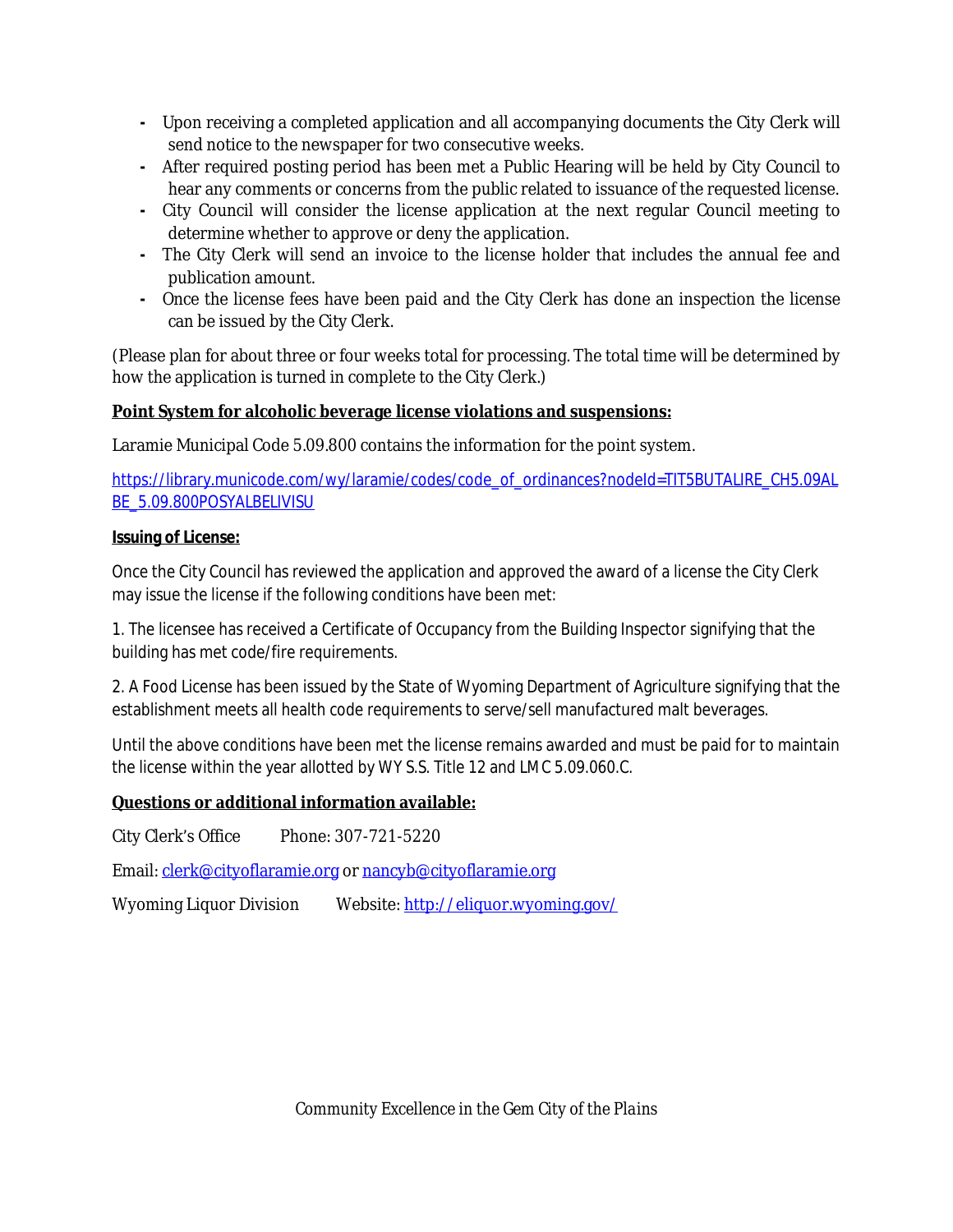- Upon receiving a completed application and all accompanying documents the City Clerk will send notice to the newspaper for two consecutive weeks.
- After required posting period has been met a Public Hearing will be held by City Council to hear any comments or concerns from the public related to issuance of the requested license.
- City Council will consider the license application at the next regular Council meeting to determine whether to approve or deny the application.
- The City Clerk will send an invoice to the license holder that includes the annual fee and publication amount.
- Once the license fees have been paid and the City Clerk has done an inspection the license can be issued by the City Clerk.

(Please plan for about three or four weeks total for processing. The total time will be determined by how the application is turned in complete to the City Clerk.)

**<u>Point System for alcoholic beverage license violations and suspensions:</u>**

Laramie Municipal Code 5.09.800 contains the information for the point system.

https://library.municode.com/wy/laramie/codes/code_of_ordinances?nodeId=TIT5BUTALIRE_CH5.09ALBE_5.09.800POSYALBELIVISU

**<u>Issuing of License:</u>**

Once the City Council has reviewed the application and approved the award of a license the City Clerk may issue the license if the following conditions have been met:

1. The licensee has received a Certificate of Occupancy from the Building Inspector signifying that the building has met code/fire requirements.

2. A Food License has been issued by the State of Wyoming Department of Agriculture signifying that the establishment meets all health code requirements to serve/sell manufactured malt beverages.

Until the above conditions have been met the license remains awarded and must be paid for to maintain the license within the year allotted by WY S.S. Title 12 and LMC 5.09.060.C.

**<u>Questions or additional information available:</u>**

City Clerk's Office Phone: 307-721-5220

Email: clerk@cityoflaramie.org or nancyb@cityoflaramie.org

Wyoming Liquor Division Website: http://eliquor.wyoming.gov/